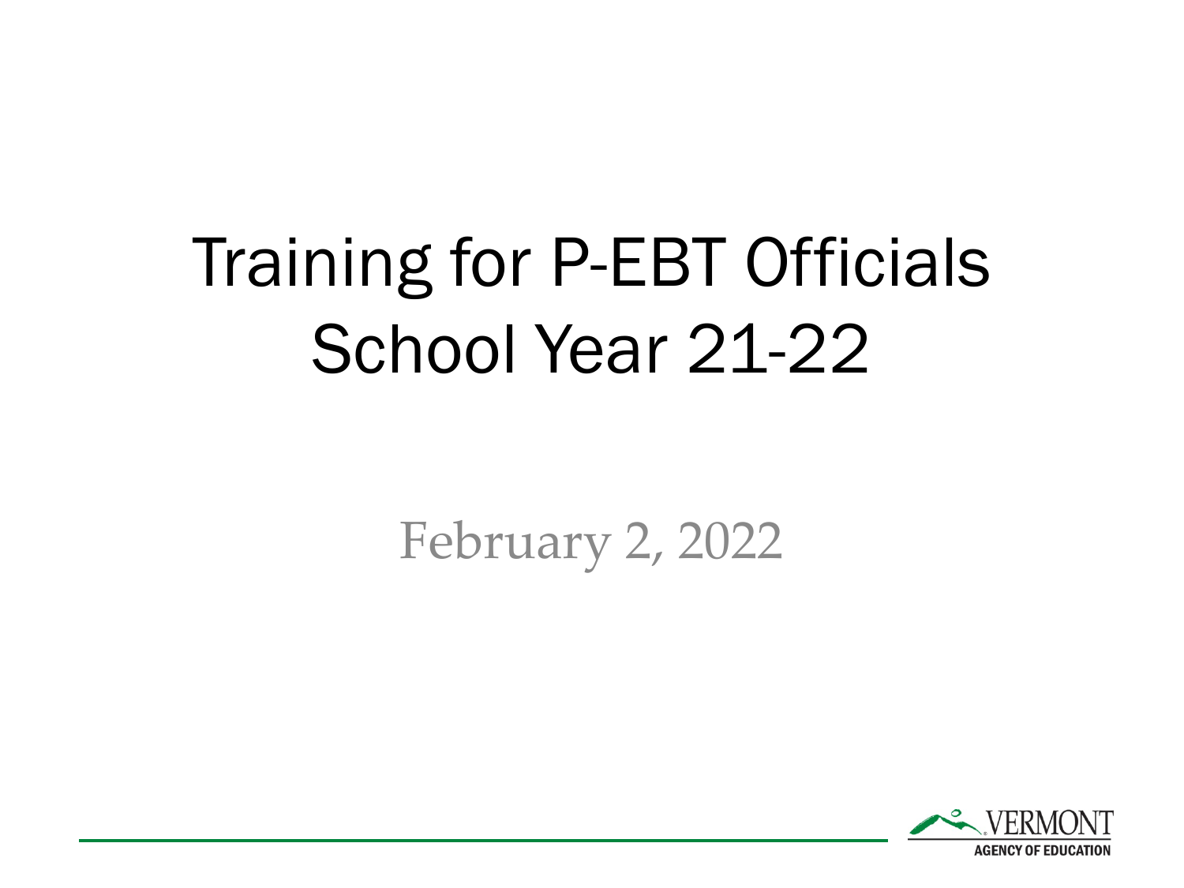# Training for P-EBT Officials School Year 21-22

February 2, 2022

VERMONT AGENCY OF EDUCATION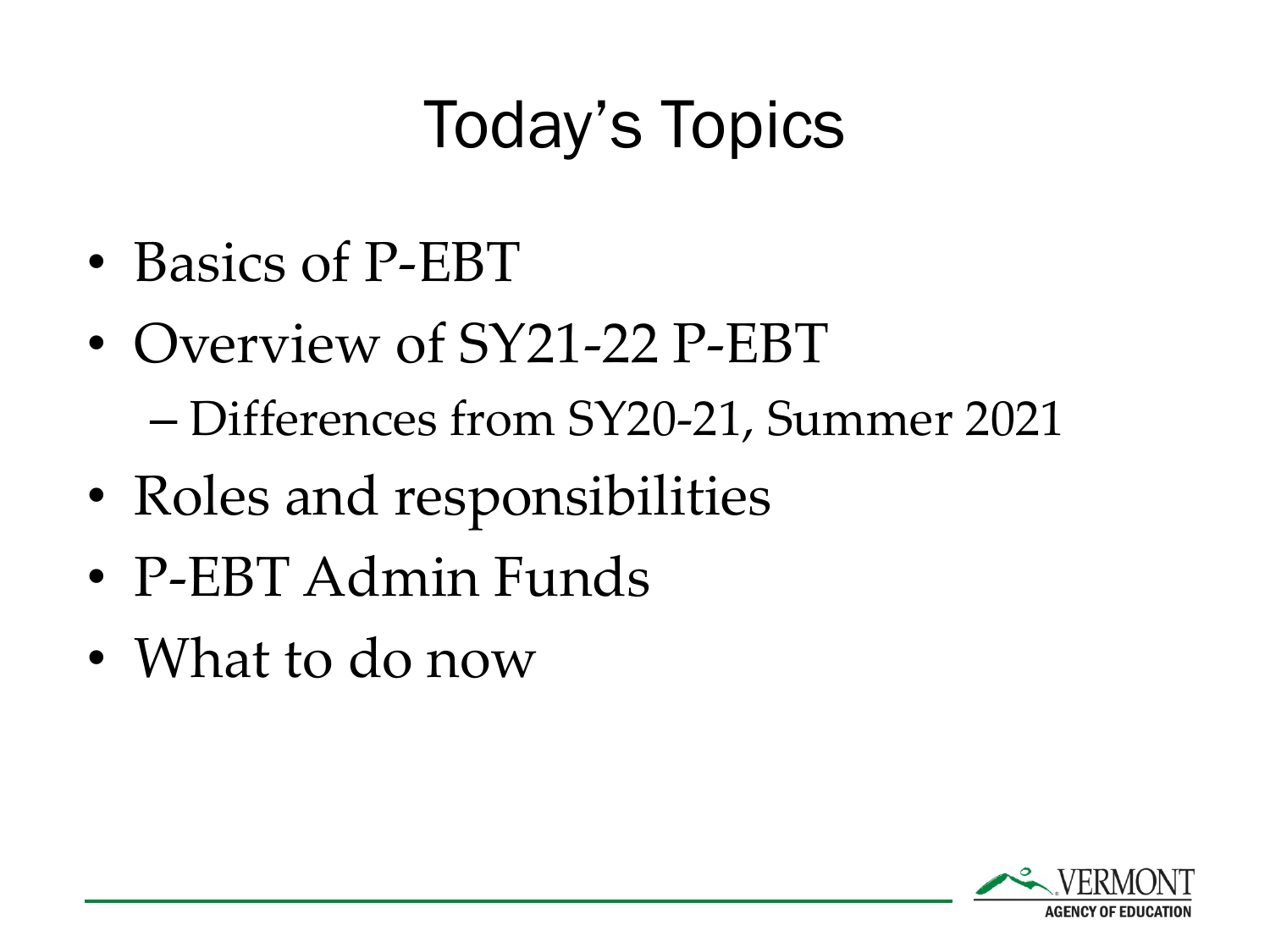# Today's Topics

- Basics of P-EBT
- Overview of SY21-22 P-EBT
  - Differences from SY20-21, Summer 2021
- Roles and responsibilities
- P-EBT Admin Funds
- What to do now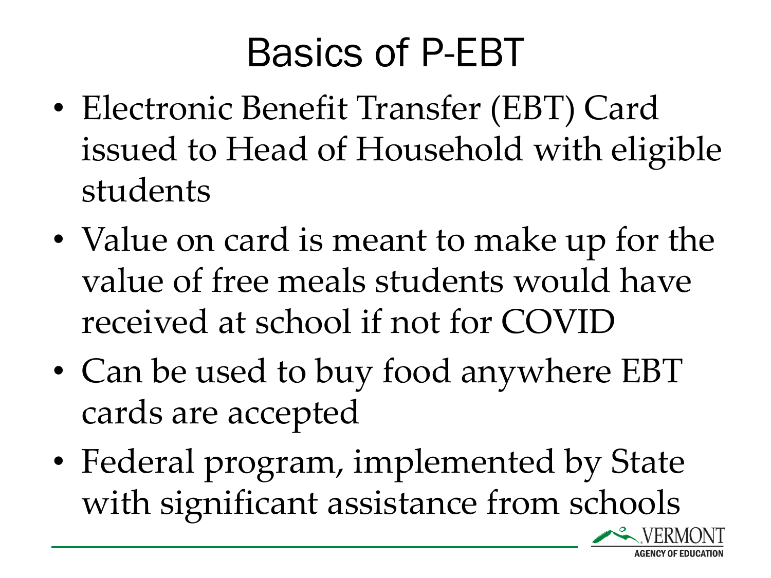# Basics of P-EBT

- Electronic Benefit Transfer (EBT) Card issued to Head of Household with eligible students
- Value on card is meant to make up for the value of free meals students would have received at school if not for COVID
- Can be used to buy food anywhere EBT cards are accepted
- Federal program, implemented by State with significant assistance from schools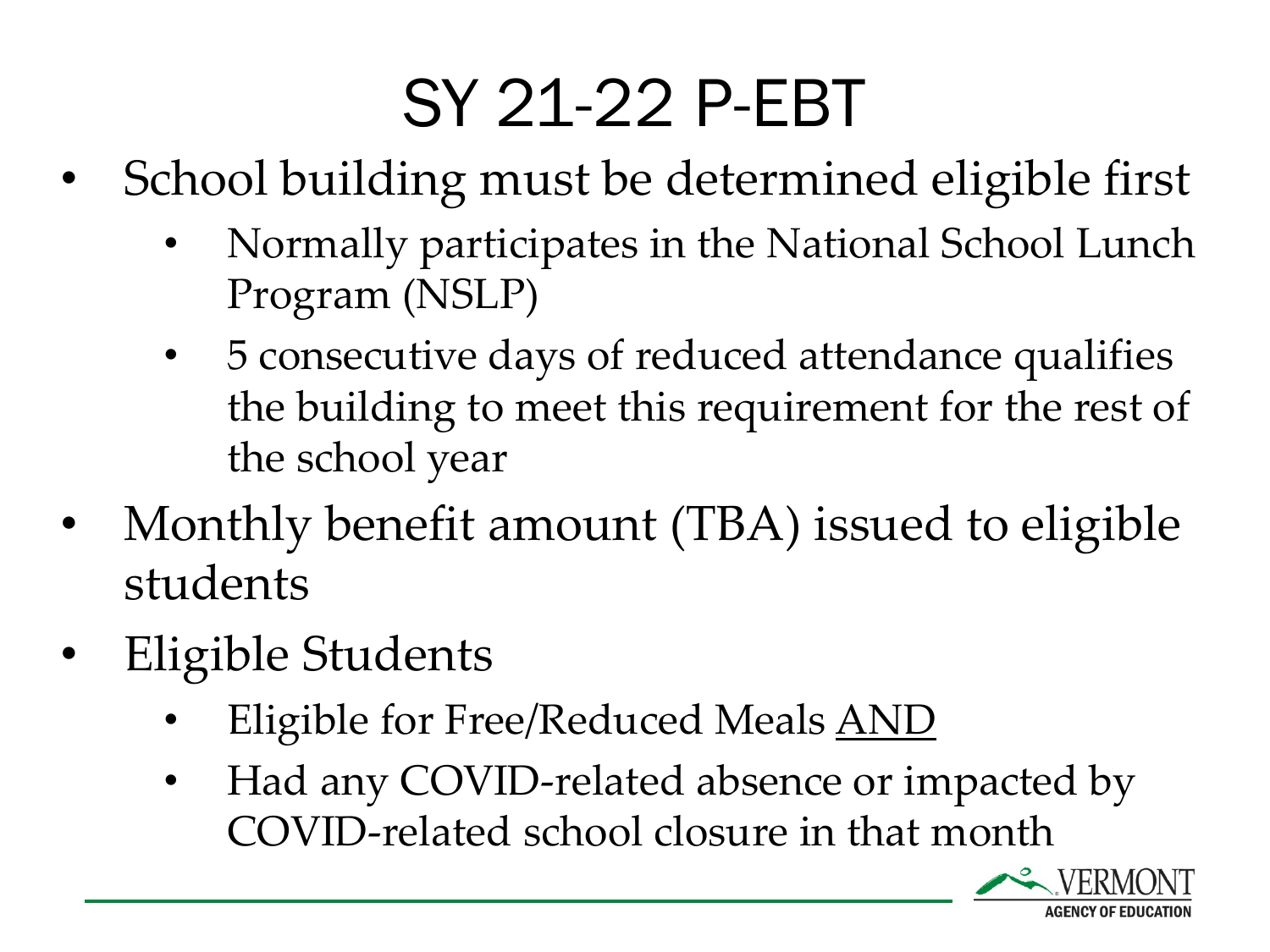# SY 21-22 P-EBT

- School building must be determined eligible first
  - Normally participates in the National School Lunch Program (NSLP)
  - 5 consecutive days of reduced attendance qualifies the building to meet this requirement for the rest of the school year
- Monthly benefit amount (TBA) issued to eligible students
- Eligible Students
  - Eligible for Free/Reduced Meals <u>AND</u>
  - Had any COVID-related absence or impacted by COVID-related school closure in that month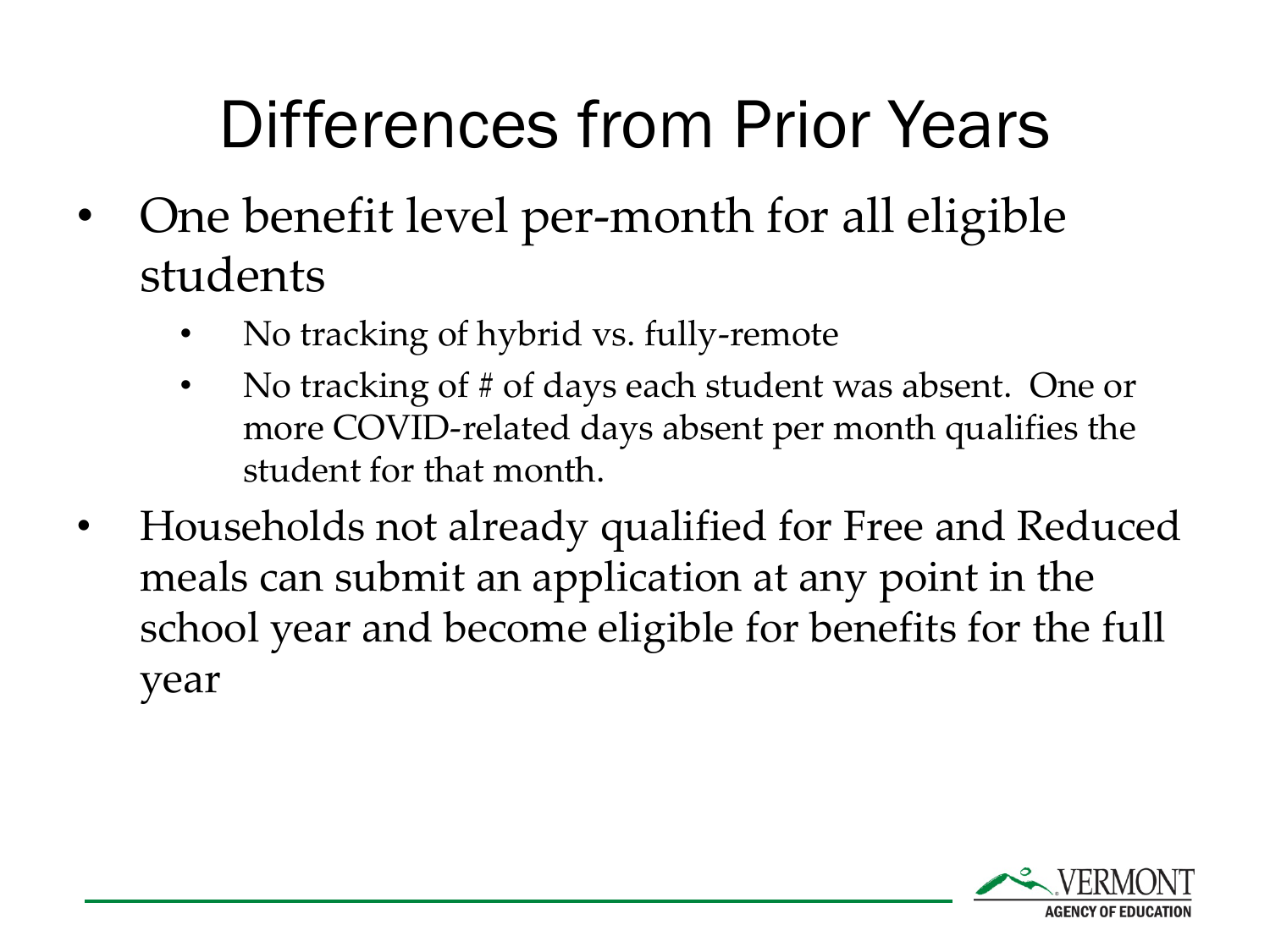# Differences from Prior Years

- One benefit level per-month for all eligible students
    - No tracking of hybrid vs. fully-remote
    - No tracking of # of days each student was absent. One or more COVID-related days absent per month qualifies the student for that month.
- Households not already qualified for Free and Reduced meals can submit an application at any point in the school year and become eligible for benefits for the full year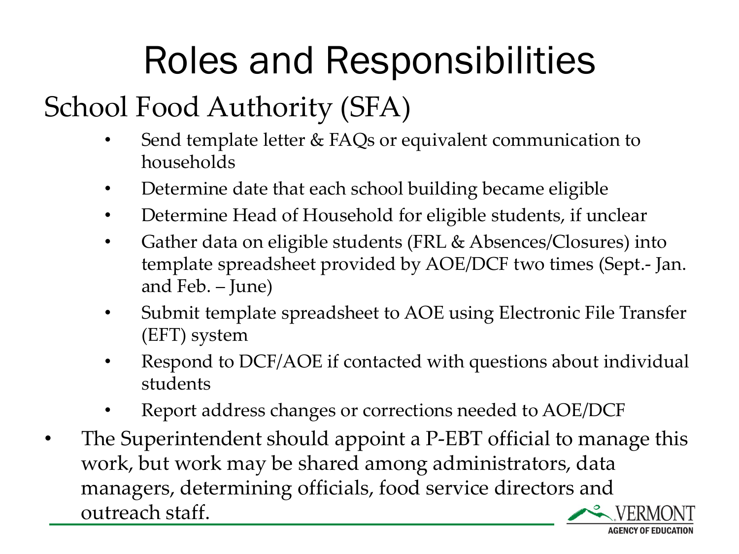# Roles and Responsibilities

## School Food Authority (SFA)

- Send template letter & FAQs or equivalent communication to households
- Determine date that each school building became eligible
- Determine Head of Household for eligible students, if unclear
- Gather data on eligible students (FRL & Absences/Closures) into template spreadsheet provided by AOE/DCF two times (Sept.- Jan. and Feb. – June)
- Submit template spreadsheet to AOE using Electronic File Transfer (EFT) system
- Respond to DCF/AOE if contacted with questions about individual students
- Report address changes or corrections needed to AOE/DCF

- The Superintendent should appoint a P-EBT official to manage this work, but work may be shared among administrators, data managers, determining officials, food service directors and outreach staff.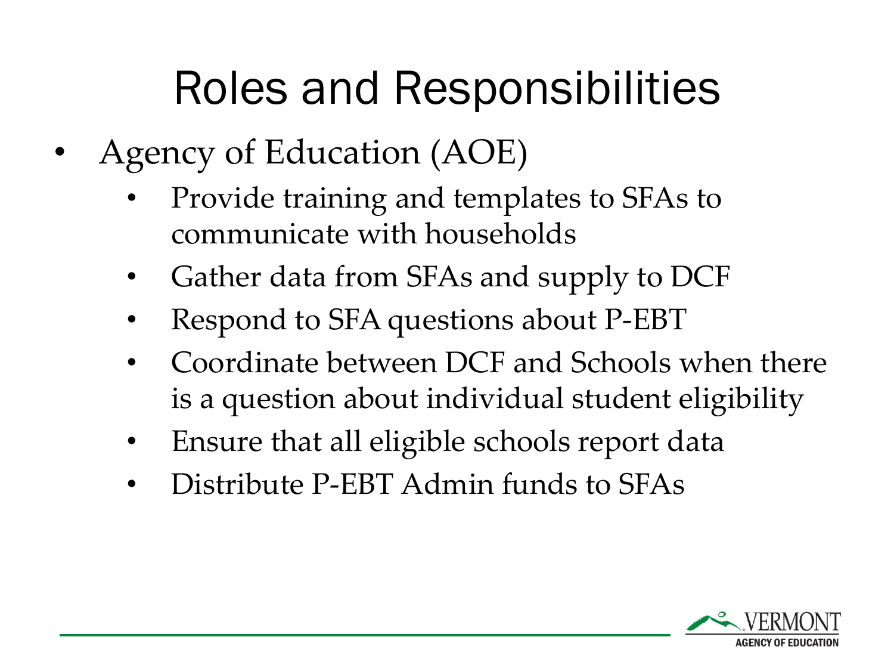# Roles and Responsibilities

- Agency of Education (AOE)
  - Provide training and templates to SFAs to communicate with households
  - Gather data from SFAs and supply to DCF
  - Respond to SFA questions about P-EBT
  - Coordinate between DCF and Schools when there is a question about individual student eligibility
  - Ensure that all eligible schools report data
  - Distribute P-EBT Admin funds to SFAs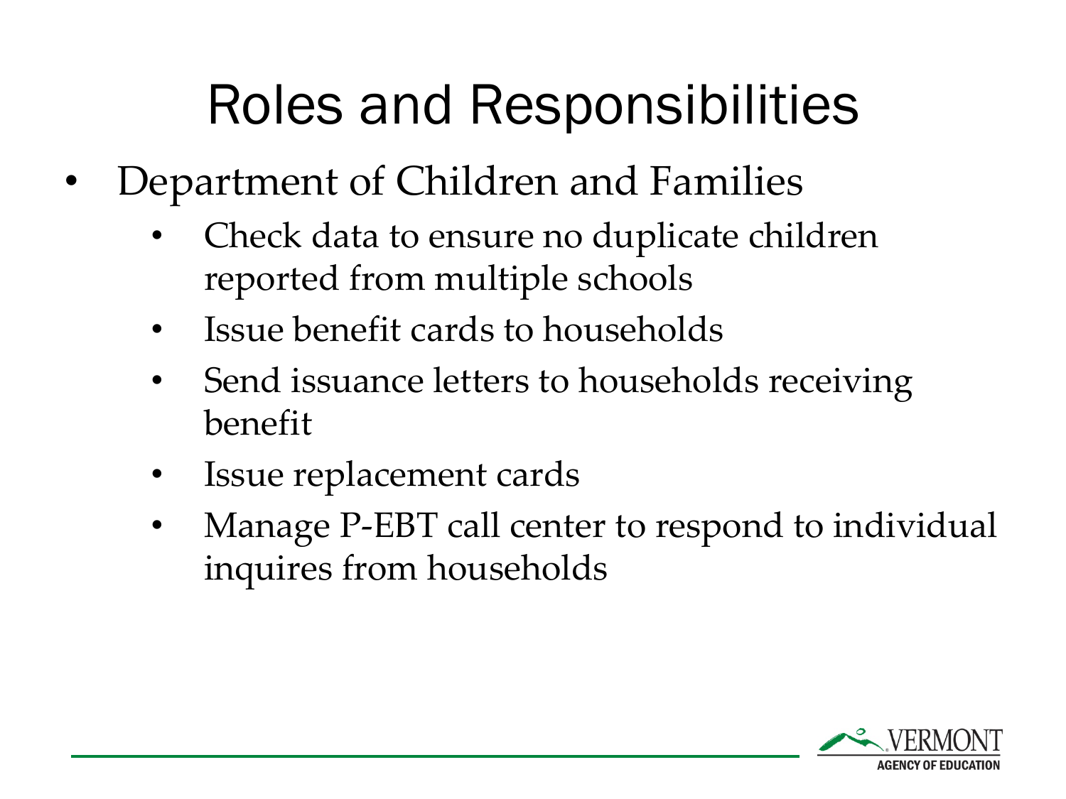# Roles and Responsibilities

- Department of Children and Families
  - Check data to ensure no duplicate children reported from multiple schools
  - Issue benefit cards to households
  - Send issuance letters to households receiving benefit
  - Issue replacement cards
  - Manage P-EBT call center to respond to individual inquires from households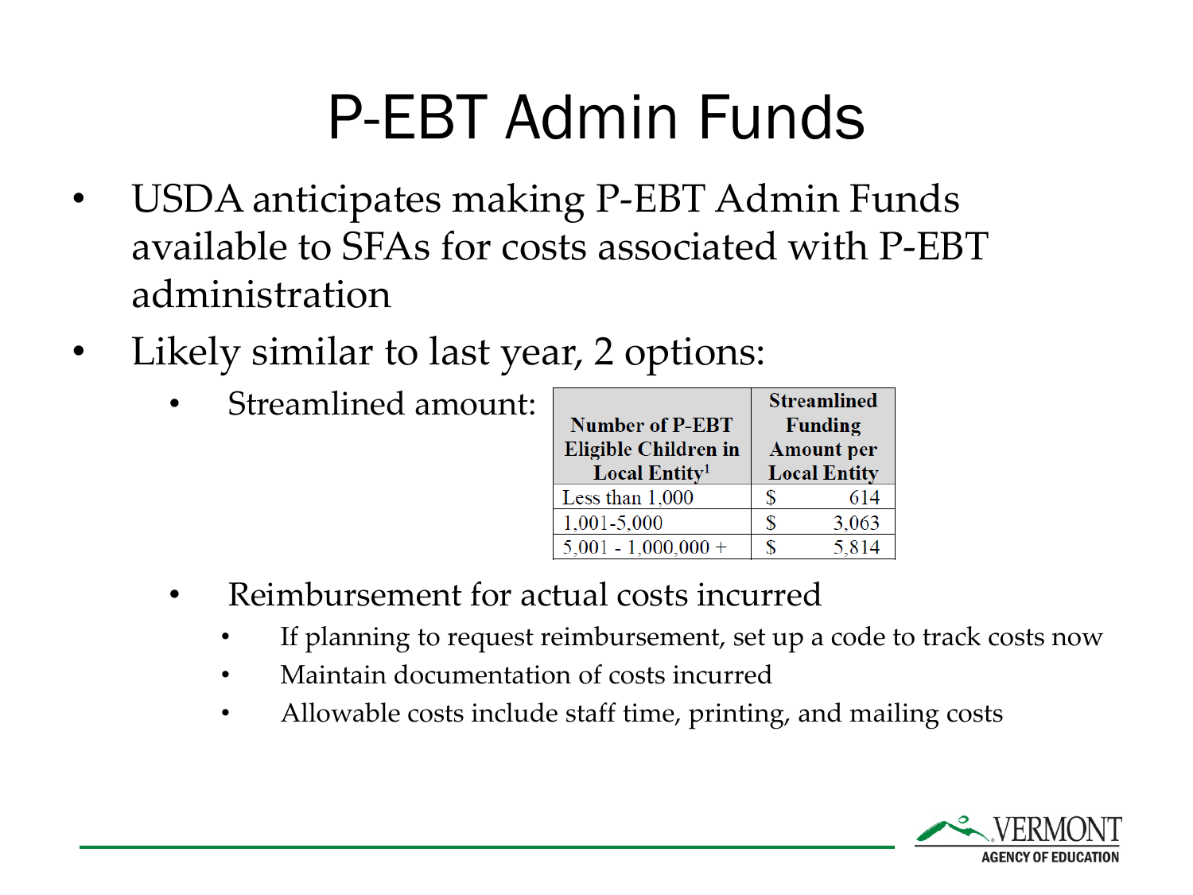# P-EBT Admin Funds

- USDA anticipates making P-EBT Admin Funds available to SFAs for costs associated with P-EBT administration
- Likely similar to last year, 2 options:
  - Streamlined amount:

| Number of P-EBT Eligible Children in Local Entity[1] | Streamlined Funding Amount per Local Entity |
|---|---|
| Less than 1,000 | $ 614 |
| 1,001-5,000 | $ 3,063 |
| 5,001 - 1,000,000 + | $ 5,814 |

  - Reimbursement for actual costs incurred
    - If planning to request reimbursement, set up a code to track costs now
    - Maintain documentation of costs incurred
    - Allowable costs include staff time, printing, and mailing costs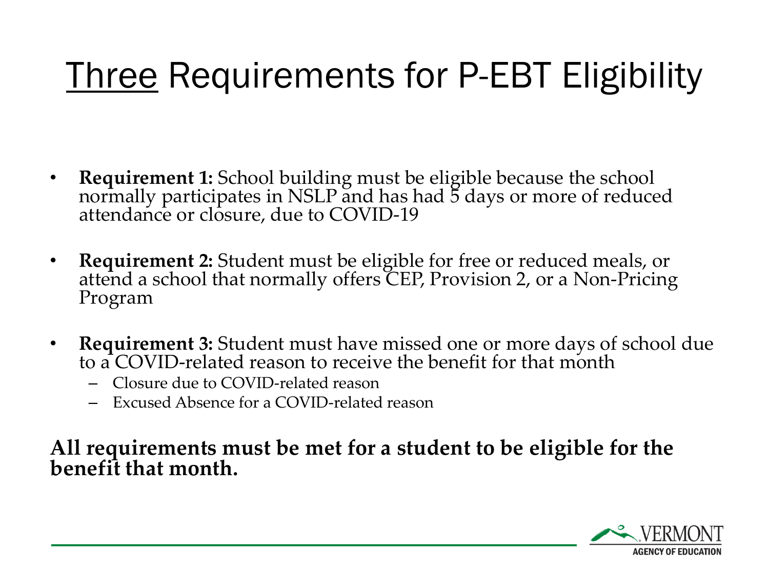# Three Requirements for P-EBT Eligibility

- **Requirement 1:** School building must be eligible because the school normally participates in NSLP and has had 5 days or more of reduced attendance or closure, due to COVID-19
- **Requirement 2:** Student must be eligible for free or reduced meals, or attend a school that normally offers CEP, Provision 2, or a Non-Pricing Program
- **Requirement 3:** Student must have missed one or more days of school due to a COVID-related reason to receive the benefit for that month
  - Closure due to COVID-related reason
  - Excused Absence for a COVID-related reason

**All requirements must be met for a student to be eligible for the benefit that month.**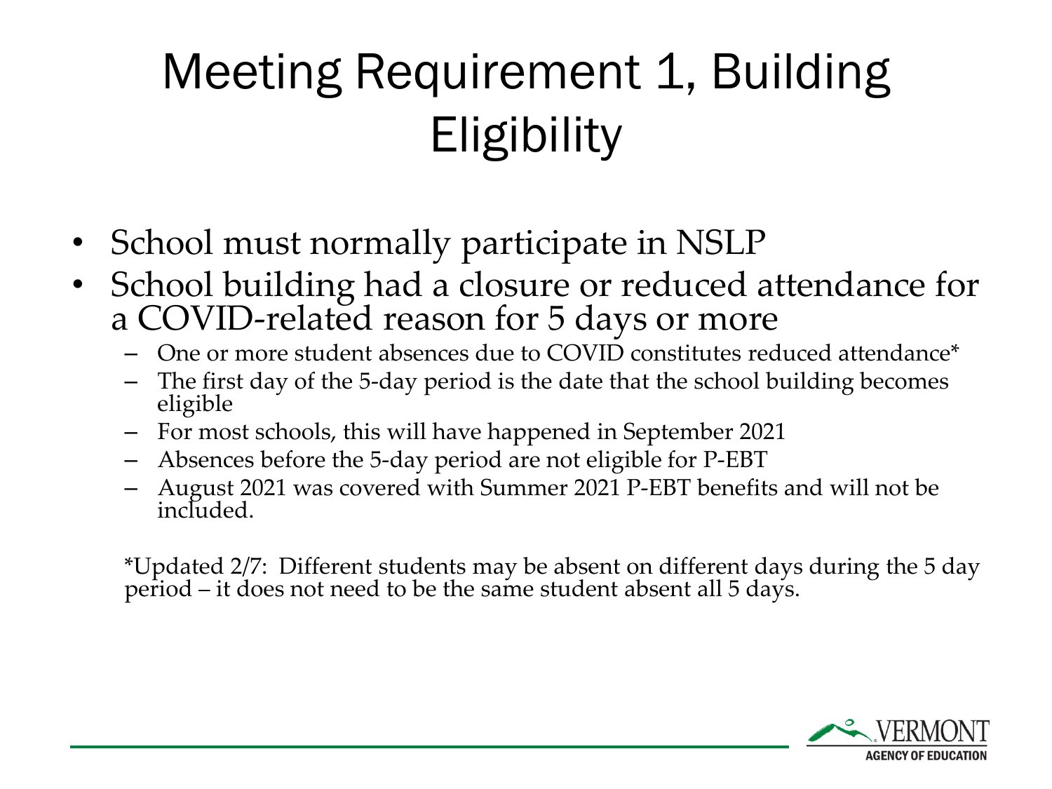# Meeting Requirement 1, Building Eligibility

- School must normally participate in NSLP
- School building had a closure or reduced attendance for a COVID-related reason for 5 days or more
  - One or more student absences due to COVID constitutes reduced attendance*
  - The first day of the 5-day period is the date that the school building becomes eligible
  - For most schools, this will have happened in September 2021
  - Absences before the 5-day period are not eligible for P-EBT
  - August 2021 was covered with Summer 2021 P-EBT benefits and will not be included.

*Updated 2/7: Different students may be absent on different days during the 5 day period – it does not need to be the same student absent all 5 days.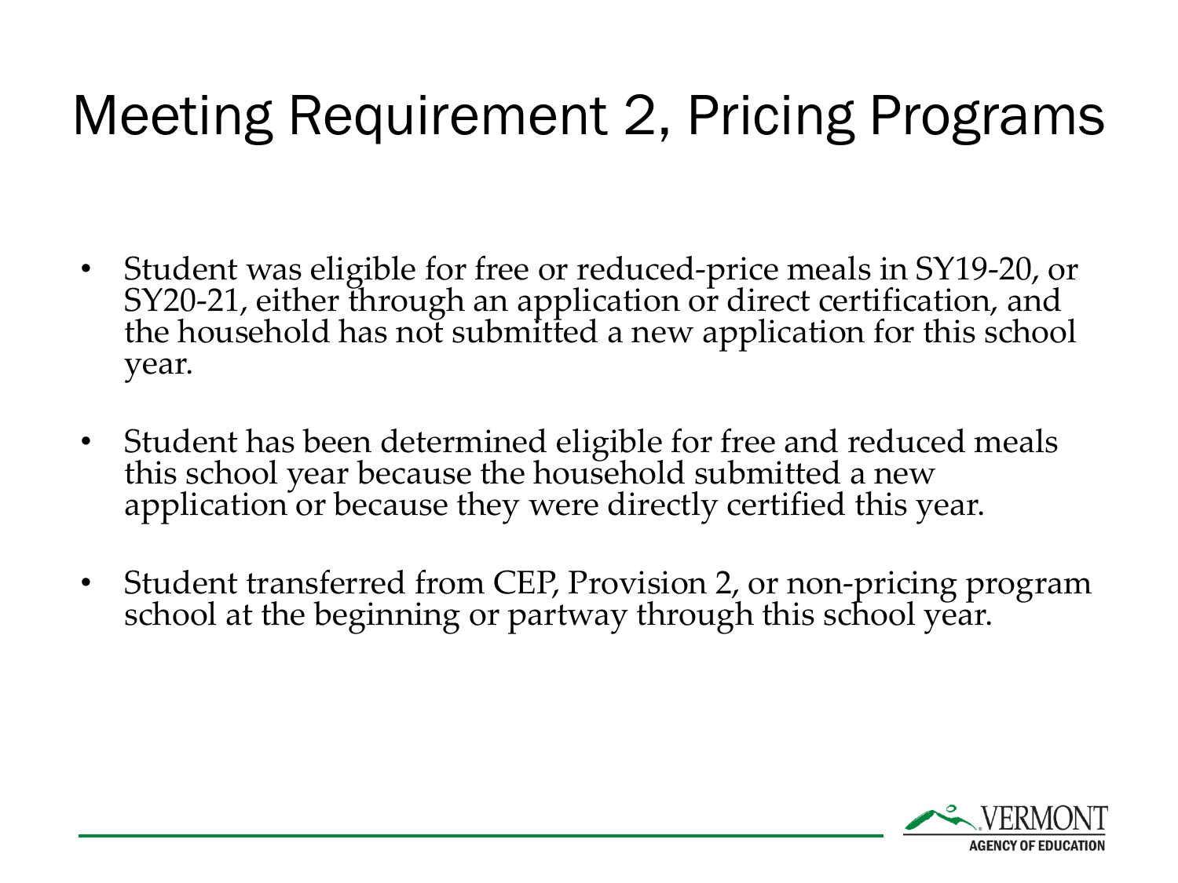# Meeting Requirement 2, Pricing Programs

- Student was eligible for free or reduced-price meals in SY19-20, or SY20-21, either through an application or direct certification, and the household has not submitted a new application for this school year.
- Student has been determined eligible for free and reduced meals this school year because the household submitted a new application or because they were directly certified this year.
- Student transferred from CEP, Provision 2, or non-pricing program school at the beginning or partway through this school year.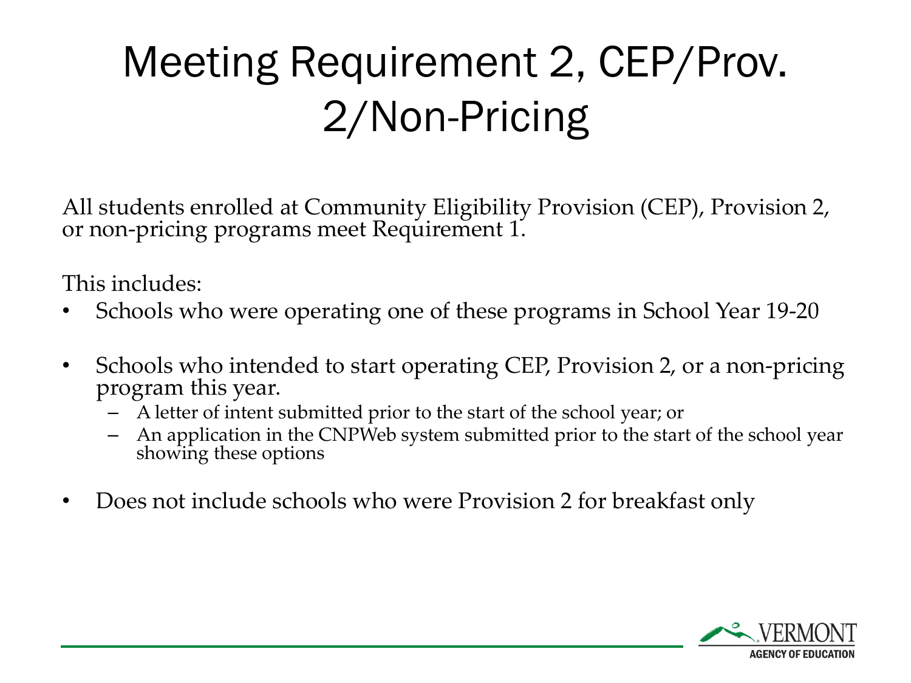# Meeting Requirement 2, CEP/Prov. 2/Non-Pricing

All students enrolled at Community Eligibility Provision (CEP), Provision 2, or non-pricing programs meet Requirement 1.

This includes:

- Schools who were operating one of these programs in School Year 19-20
- Schools who intended to start operating CEP, Provision 2, or a non-pricing program this year.
  - A letter of intent submitted prior to the start of the school year; or
  - An application in the CNPWeb system submitted prior to the start of the school year showing these options
- Does not include schools who were Provision 2 for breakfast only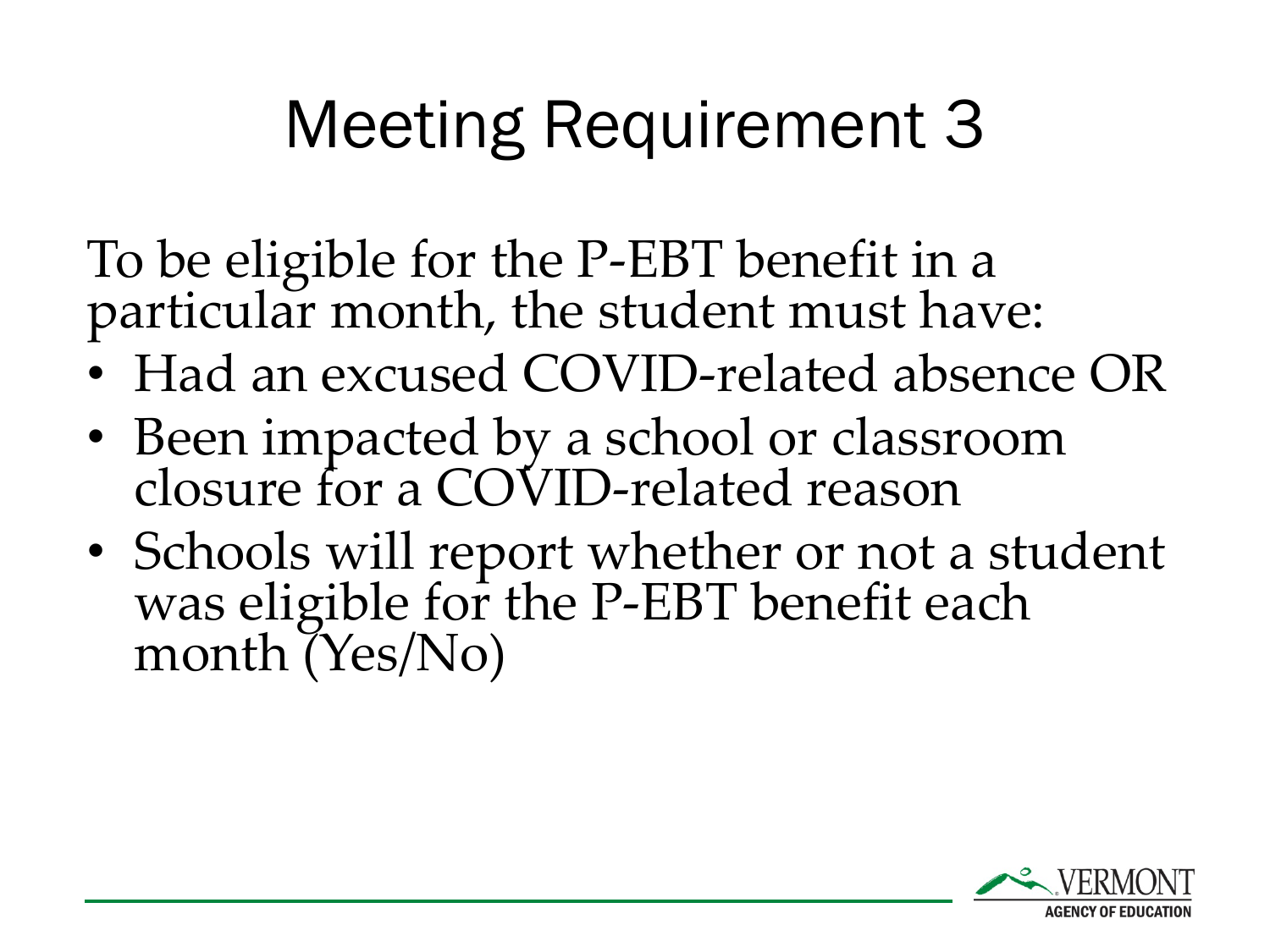# Meeting Requirement 3

To be eligible for the P-EBT benefit in a particular month, the student must have:

- Had an excused COVID-related absence OR
- Been impacted by a school or classroom closure for a COVID-related reason
- Schools will report whether or not a student was eligible for the P-EBT benefit each month (Yes/No)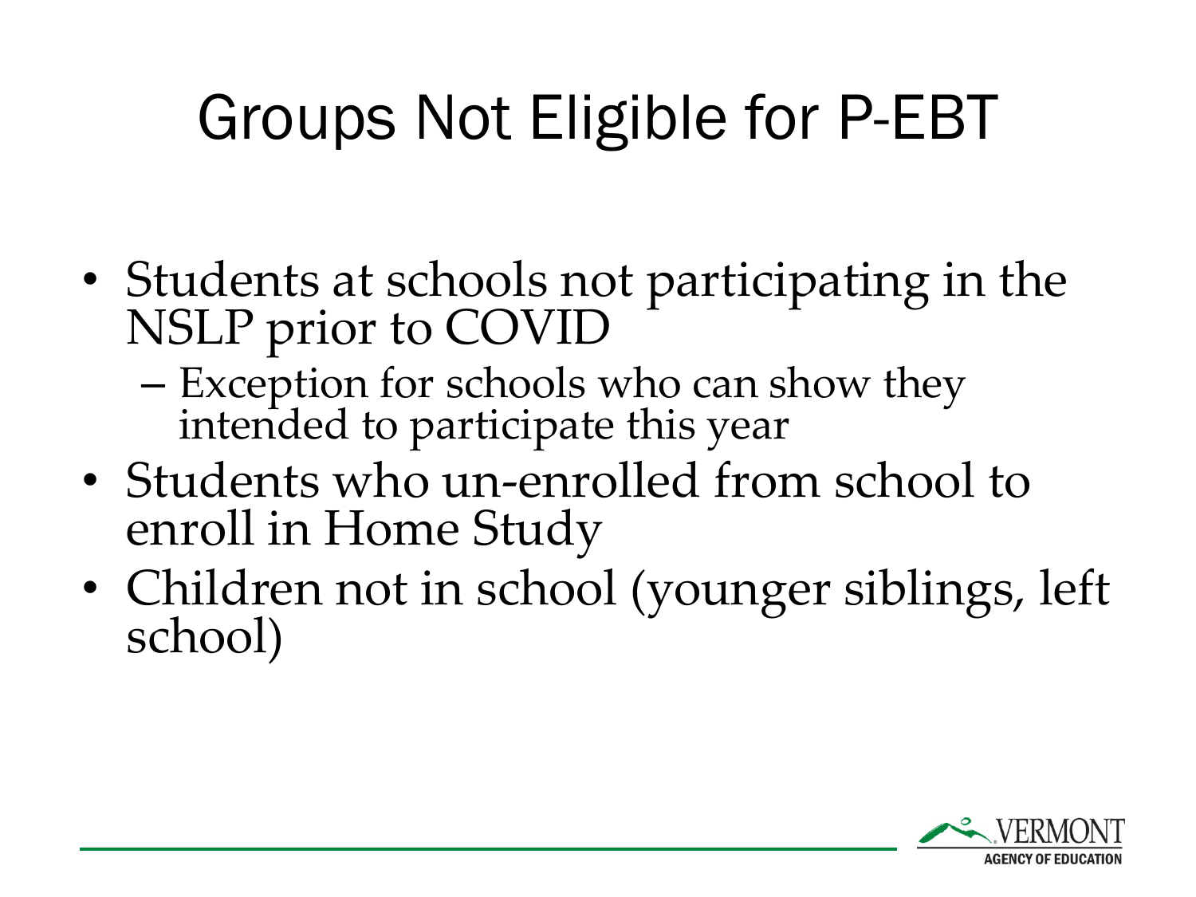# Groups Not Eligible for P-EBT

- Students at schools not participating in the NSLP prior to COVID
  - Exception for schools who can show they intended to participate this year
- Students who un-enrolled from school to enroll in Home Study
- Children not in school (younger siblings, left school)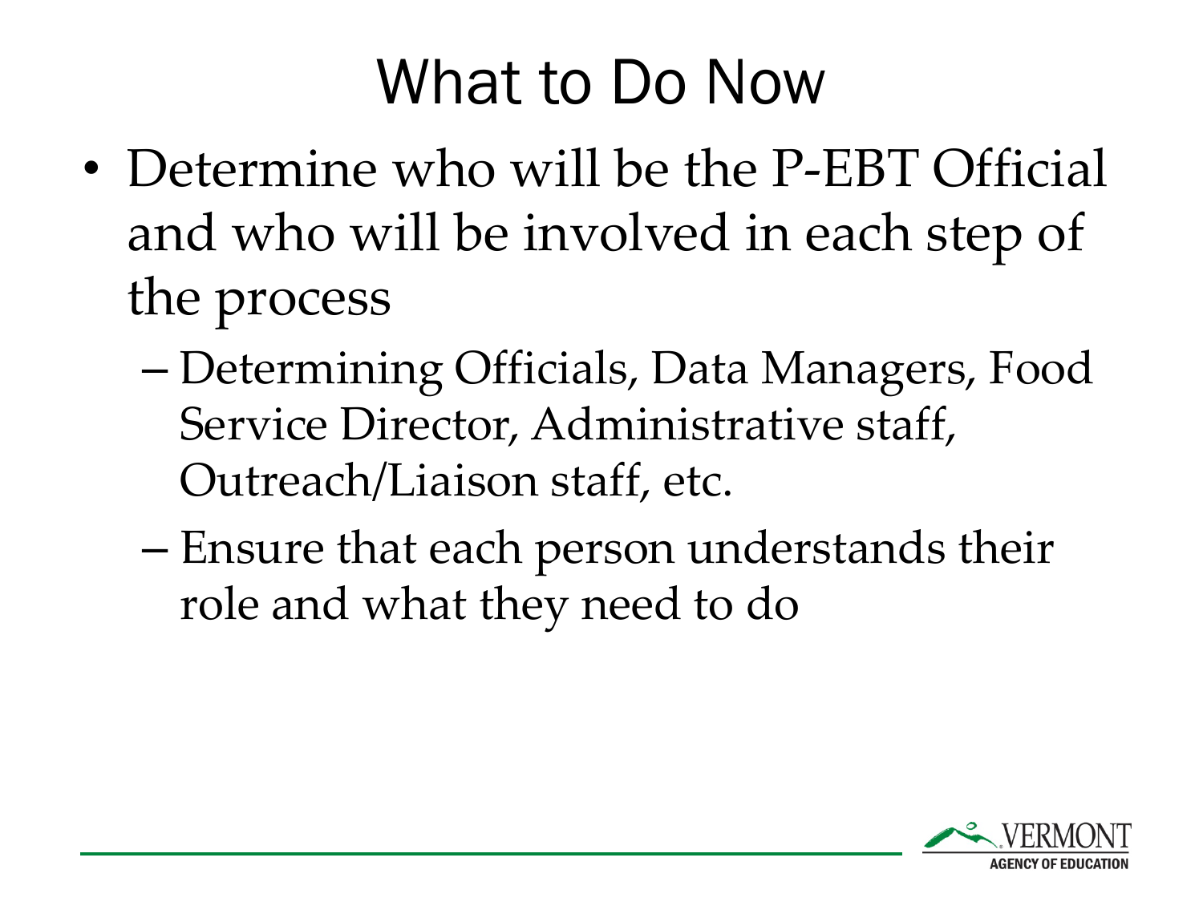# What to Do Now

- Determine who will be the P-EBT Official and who will be involved in each step of the process
  - Determining Officials, Data Managers, Food Service Director, Administrative staff, Outreach/Liaison staff, etc.
  - Ensure that each person understands their role and what they need to do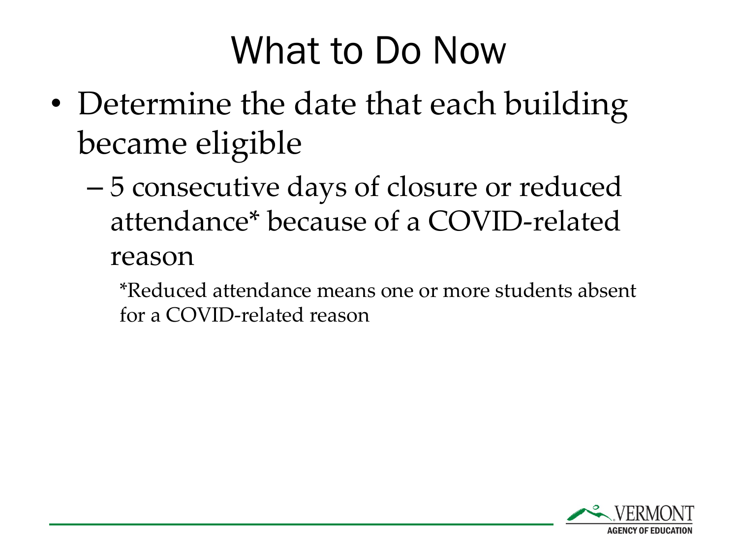# What to Do Now

- Determine the date that each building became eligible
  - 5 consecutive days of closure or reduced attendance* because of a COVID-related reason

    *Reduced attendance means one or more students absent for a COVID-related reason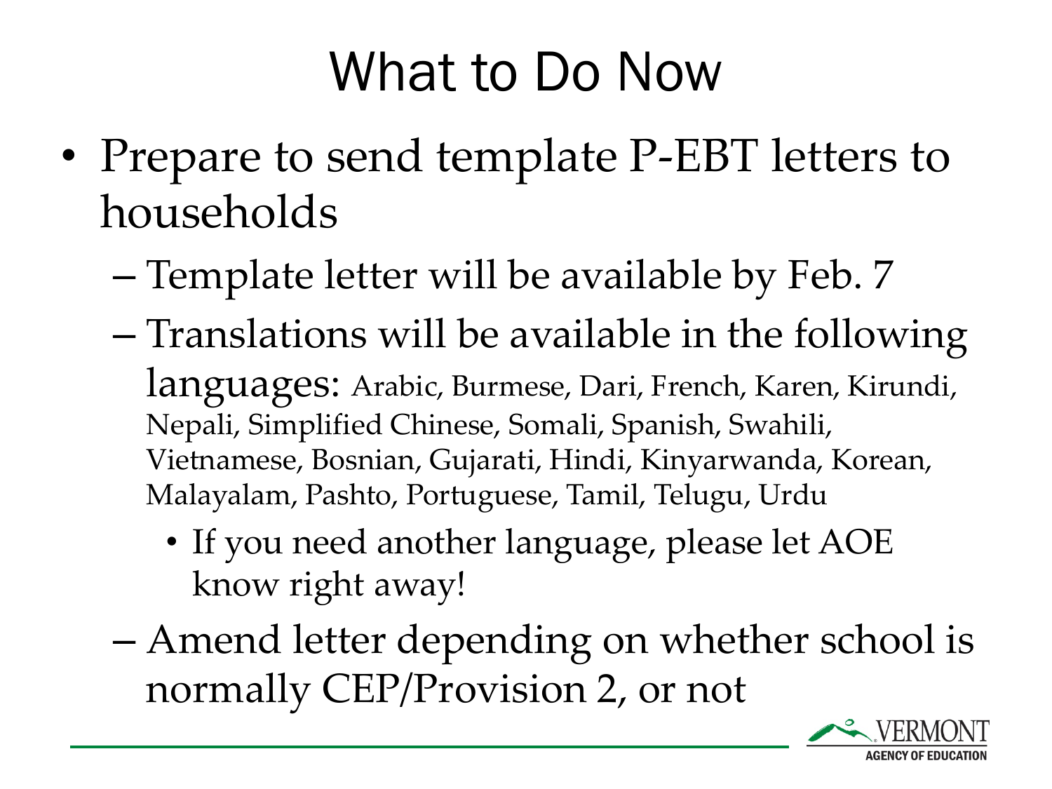# What to Do Now

- Prepare to send template P-EBT letters to households
  - Template letter will be available by Feb. 7
  - Translations will be available in the following languages: Arabic, Burmese, Dari, French, Karen, Kirundi, Nepali, Simplified Chinese, Somali, Spanish, Swahili, Vietnamese, Bosnian, Gujarati, Hindi, Kinyarwanda, Korean, Malayalam, Pashto, Portuguese, Tamil, Telugu, Urdu
    - If you need another language, please let AOE know right away!
  - Amend letter depending on whether school is normally CEP/Provision 2, or not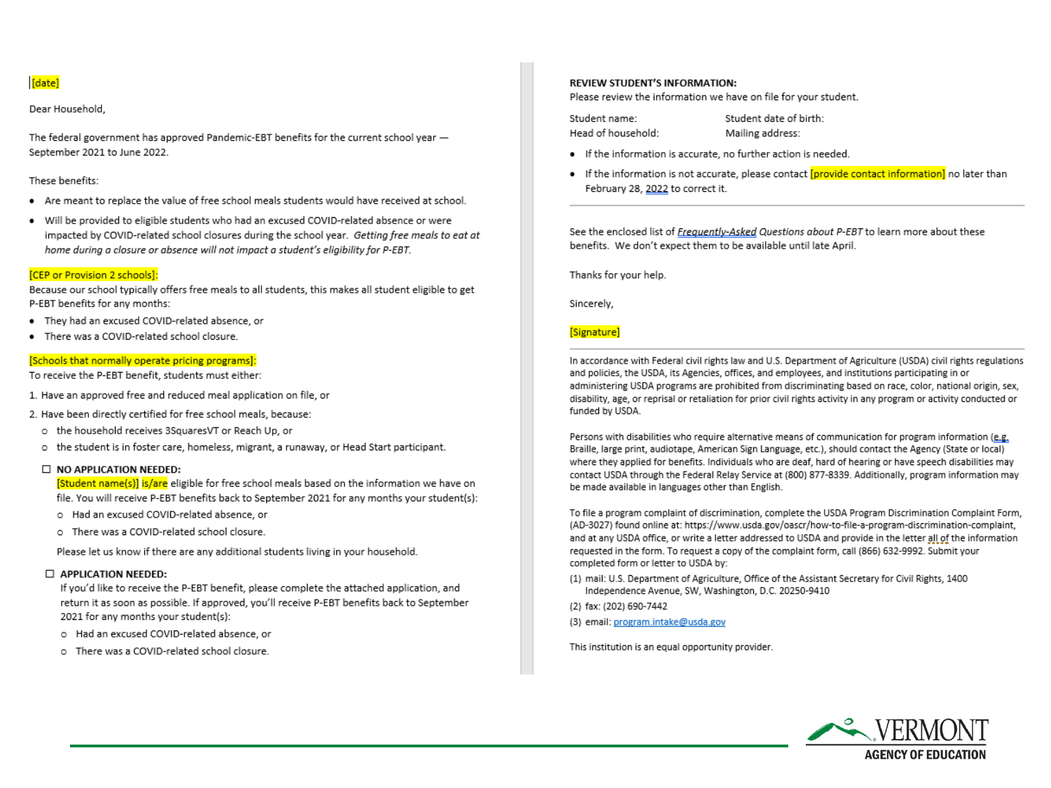[date]

Dear Household,

The federal government has approved Pandemic-EBT benefits for the current school year — September 2021 to June 2022.

These benefits:

- Are meant to replace the value of free school meals students would have received at school.
- Will be provided to eligible students who had an excused COVID-related absence or were impacted by COVID-related school closures during the school year. *Getting free meals to eat at home during a closure or absence will not impact a student's eligibility for P-EBT.*

[CEP or Provision 2 schools]:
Because our school typically offers free meals to all students, this makes all student eligible to get P-EBT benefits for any months:

- They had an excused COVID-related absence, or
- There was a COVID-related school closure.

[Schools that normally operate pricing programs]:
To receive the P-EBT benefit, students must either:

1. Have an approved free and reduced meal application on file, or
2. Have been directly certified for free school meals, because:
   - the household receives 3SquaresVT or Reach Up, or
   - the student is in foster care, homeless, migrant, a runaway, or Head Start participant.

☐ **NO APPLICATION NEEDED:**
[Student name(s)] is/are eligible for free school meals based on the information we have on file. You will receive P-EBT benefits back to September 2021 for any months your student(s):

- Had an excused COVID-related absence, or
- There was a COVID-related school closure.

Please let us know if there are any additional students living in your household.

☐ **APPLICATION NEEDED:**
If you'd like to receive the P-EBT benefit, please complete the attached application, and return it as soon as possible. If approved, you'll receive P-EBT benefits back to September 2021 for any months your student(s):

- Had an excused COVID-related absence, or
- There was a COVID-related school closure.

**REVIEW STUDENT'S INFORMATION:**
Please review the information we have on file for your student.

Student name: Student date of birth:
Head of household: Mailing address:

- If the information is accurate, no further action is needed.
- If the information is not accurate, please contact [provide contact information] no later than February 28, 2022 to correct it.

---

See the enclosed list of *Frequently-Asked Questions about P-EBT* to learn more about these benefits. We don't expect them to be available until late April.

Thanks for your help.

Sincerely,

[Signature]

---

In accordance with Federal civil rights law and U.S. Department of Agriculture (USDA) civil rights regulations and policies, the USDA, its Agencies, offices, and employees, and institutions participating in or administering USDA programs are prohibited from discriminating based on race, color, national origin, sex, disability, age, or reprisal or retaliation for prior civil rights activity in any program or activity conducted or funded by USDA.

Persons with disabilities who require alternative means of communication for program information (e.g. Braille, large print, audiotape, American Sign Language, etc.), should contact the Agency (State or local) where they applied for benefits. Individuals who are deaf, hard of hearing or have speech disabilities may contact USDA through the Federal Relay Service at (800) 877-8339. Additionally, program information may be made available in languages other than English.

To file a program complaint of discrimination, complete the USDA Program Discrimination Complaint Form, (AD-3027) found online at: https://www.usda.gov/oascr/how-to-file-a-program-discrimination-complaint, and at any USDA office, or write a letter addressed to USDA and provide in the letter all of the information requested in the form. To request a copy of the complaint form, call (866) 632-9992. Submit your completed form or letter to USDA by:

(1) mail: U.S. Department of Agriculture, Office of the Assistant Secretary for Civil Rights, 1400 Independence Avenue, SW, Washington, D.C. 20250-9410

(2) fax: (202) 690-7442

(3) email: program.intake@usda.gov

This institution is an equal opportunity provider.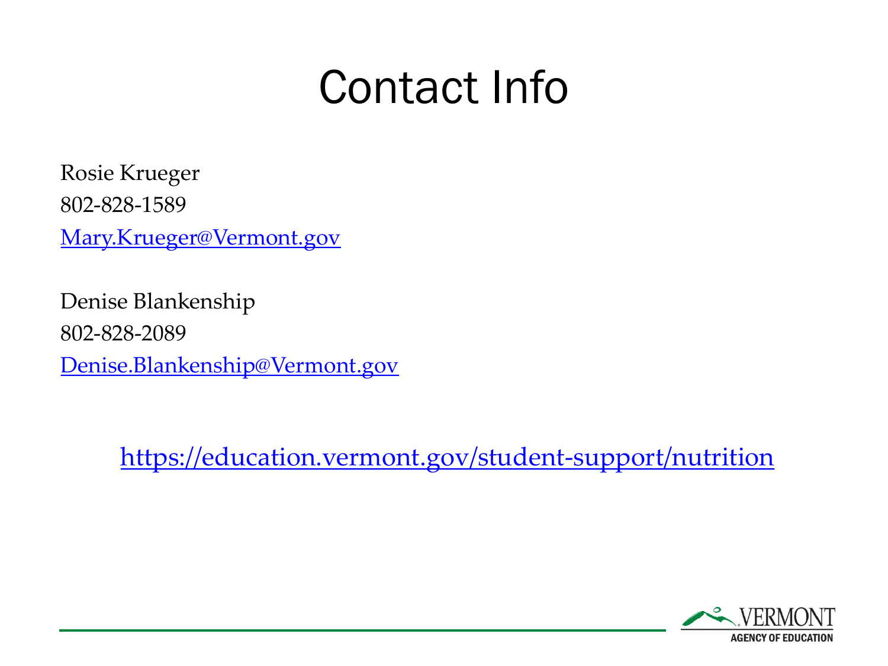# Contact Info

Rosie Krueger
802-828-1589
Mary.Krueger@Vermont.gov

Denise Blankenship
802-828-2089
Denise.Blankenship@Vermont.gov

https://education.vermont.gov/student-support/nutrition